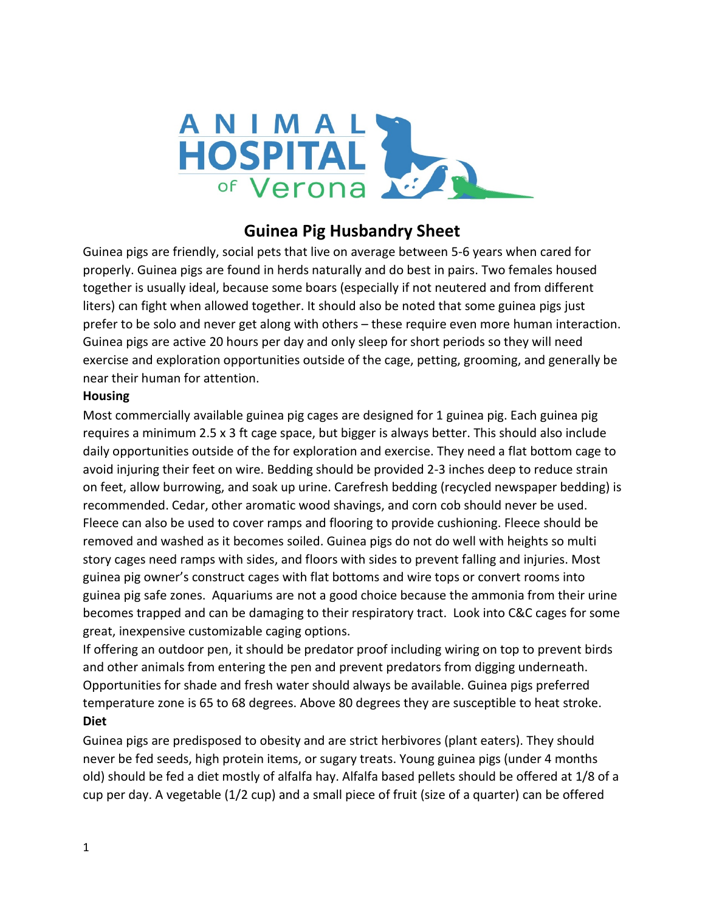# Guinea Pig Husbandry Sheet

Guinea pigs are friendly, social pets that live on average between 5-6 years when cared for properly. Guinea pigs are found in herds naturally and do best in pairs. Two females housed together is usually ideal, because some boars (especially if not neutered and from different liters) can fight when allowed together. It should also be noted that some guinea pigs just prefer to be solo and never get along with others – these require even more human interaction. Guinea pigs are active 20 hours per day and only sleep for short periods so they will need exercise and exploration opportunities outside of the cage, petting, grooming, and generally be near their human for attention.

**Housing**

Most commercially available guinea pig cages are designed for 1 guinea pig. Each guinea pig requires a minimum 2.5 x 3 ft cage space, but bigger is always better. This should also include daily opportunities outside of the for exploration and exercise. They need a flat bottom cage to avoid injuring their feet on wire. Bedding should be provided 2-3 inches deep to reduce strain on feet, allow burrowing, and soak up urine. Carefresh bedding (recycled newspaper bedding) is recommended. Cedar, other aromatic wood shavings, and corn cob should never be used. Fleece can also be used to cover ramps and flooring to provide cushioning. Fleece should be removed and washed as it becomes soiled. Guinea pigs do not do well with heights so multi story cages need ramps with sides, and floors with sides to prevent falling and injuries. Most guinea pig owner's construct cages with flat bottoms and wire tops or convert rooms into guinea pig safe zones. Aquariums are not a good choice because the ammonia from their urine becomes trapped and can be damaging to their respiratory tract. Look into C&C cages for some great, inexpensive customizable caging options.

If offering an outdoor pen, it should be predator proof including wiring on top to prevent birds and other animals from entering the pen and prevent predators from digging underneath. Opportunities for shade and fresh water should always be available. Guinea pigs preferred temperature zone is 65 to 68 degrees. Above 80 degrees they are susceptible to heat stroke.

**Diet**

Guinea pigs are predisposed to obesity and are strict herbivores (plant eaters). They should never be fed seeds, high protein items, or sugary treats. Young guinea pigs (under 4 months old) should be fed a diet mostly of alfalfa hay. Alfalfa based pellets should be offered at 1/8 of a cup per day. A vegetable (1/2 cup) and a small piece of fruit (size of a quarter) can be offered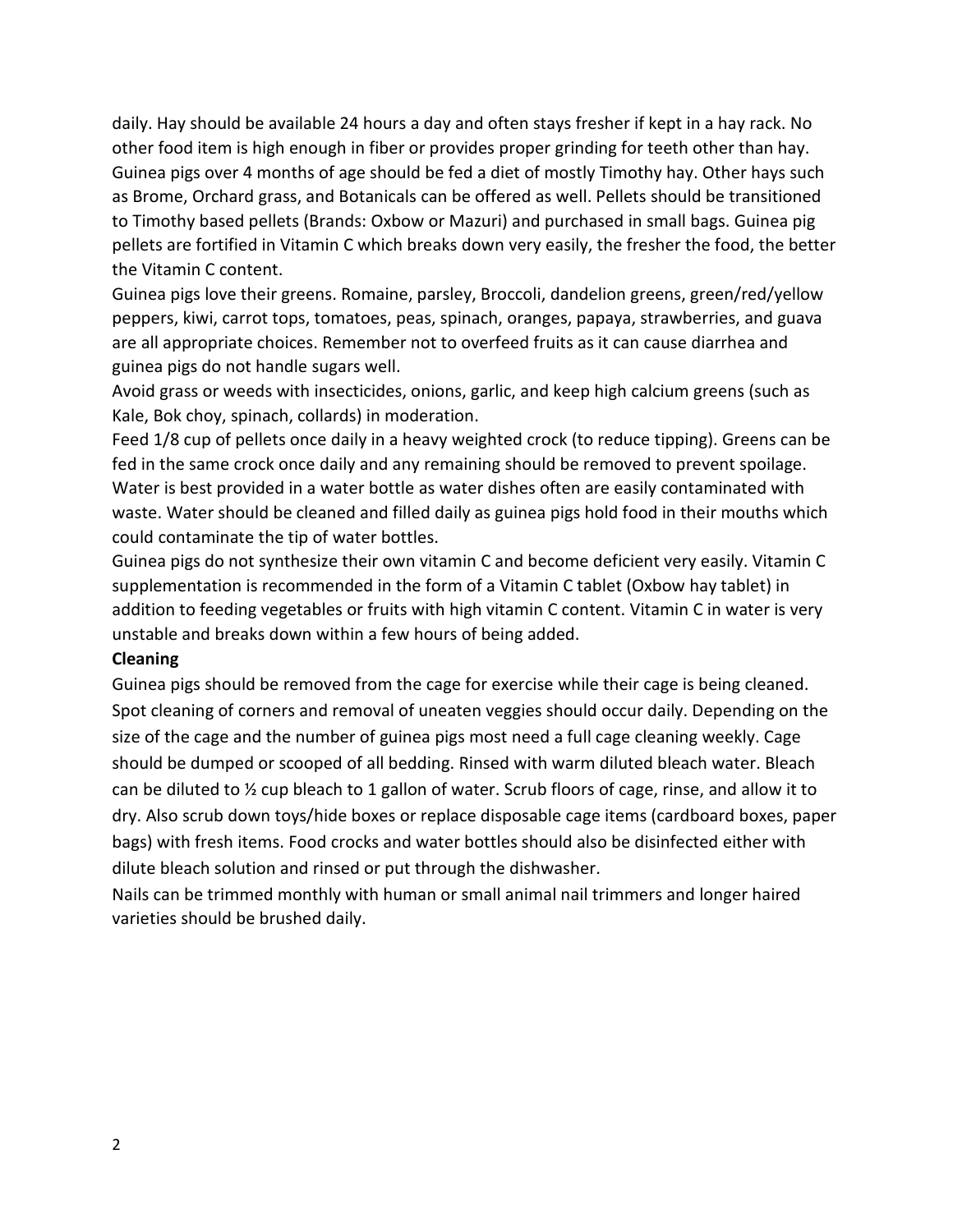daily. Hay should be available 24 hours a day and often stays fresher if kept in a hay rack. No other food item is high enough in fiber or provides proper grinding for teeth other than hay. Guinea pigs over 4 months of age should be fed a diet of mostly Timothy hay. Other hays such as Brome, Orchard grass, and Botanicals can be offered as well. Pellets should be transitioned to Timothy based pellets (Brands: Oxbow or Mazuri) and purchased in small bags. Guinea pig pellets are fortified in Vitamin C which breaks down very easily, the fresher the food, the better the Vitamin C content.

Guinea pigs love their greens. Romaine, parsley, Broccoli, dandelion greens, green/red/yellow peppers, kiwi, carrot tops, tomatoes, peas, spinach, oranges, papaya, strawberries, and guava are all appropriate choices. Remember not to overfeed fruits as it can cause diarrhea and guinea pigs do not handle sugars well.

Avoid grass or weeds with insecticides, onions, garlic, and keep high calcium greens (such as Kale, Bok choy, spinach, collards) in moderation.

Feed 1/8 cup of pellets once daily in a heavy weighted crock (to reduce tipping). Greens can be fed in the same crock once daily and any remaining should be removed to prevent spoilage. Water is best provided in a water bottle as water dishes often are easily contaminated with waste. Water should be cleaned and filled daily as guinea pigs hold food in their mouths which could contaminate the tip of water bottles.

Guinea pigs do not synthesize their own vitamin C and become deficient very easily. Vitamin C supplementation is recommended in the form of a Vitamin C tablet (Oxbow hay tablet) in addition to feeding vegetables or fruits with high vitamin C content. Vitamin C in water is very unstable and breaks down within a few hours of being added.

**Cleaning**

Guinea pigs should be removed from the cage for exercise while their cage is being cleaned. Spot cleaning of corners and removal of uneaten veggies should occur daily. Depending on the size of the cage and the number of guinea pigs most need a full cage cleaning weekly. Cage should be dumped or scooped of all bedding. Rinsed with warm diluted bleach water. Bleach can be diluted to ½ cup bleach to 1 gallon of water. Scrub floors of cage, rinse, and allow it to dry. Also scrub down toys/hide boxes or replace disposable cage items (cardboard boxes, paper bags) with fresh items. Food crocks and water bottles should also be disinfected either with dilute bleach solution and rinsed or put through the dishwasher.

Nails can be trimmed monthly with human or small animal nail trimmers and longer haired varieties should be brushed daily.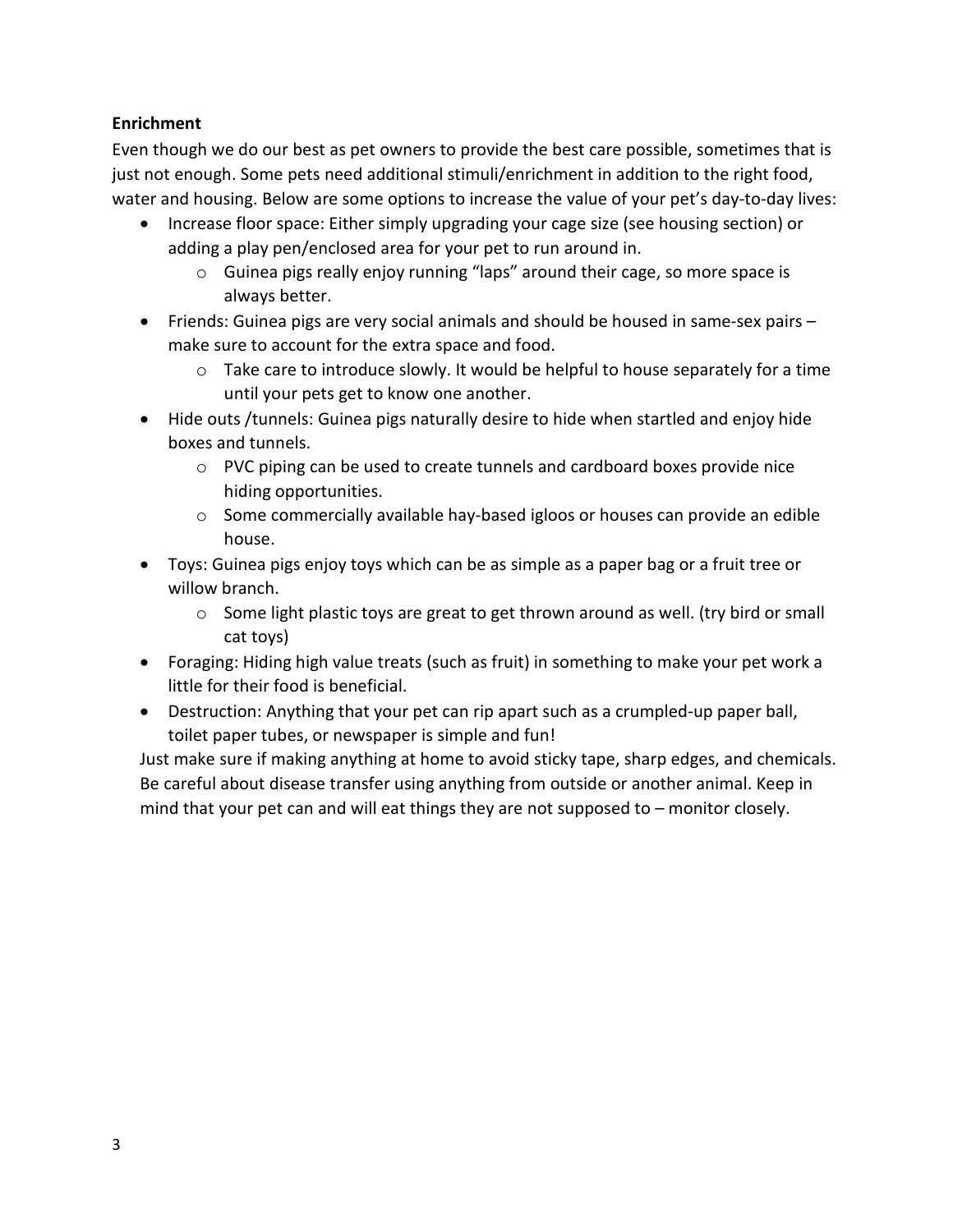**Enrichment**

Even though we do our best as pet owners to provide the best care possible, sometimes that is just not enough. Some pets need additional stimuli/enrichment in addition to the right food, water and housing. Below are some options to increase the value of your pet's day-to-day lives:

- Increase floor space: Either simply upgrading your cage size (see housing section) or adding a play pen/enclosed area for your pet to run around in.
  - Guinea pigs really enjoy running "laps" around their cage, so more space is always better.
- Friends: Guinea pigs are very social animals and should be housed in same-sex pairs – make sure to account for the extra space and food.
  - Take care to introduce slowly. It would be helpful to house separately for a time until your pets get to know one another.
- Hide outs /tunnels: Guinea pigs naturally desire to hide when startled and enjoy hide boxes and tunnels.
  - PVC piping can be used to create tunnels and cardboard boxes provide nice hiding opportunities.
  - Some commercially available hay-based igloos or houses can provide an edible house.
- Toys: Guinea pigs enjoy toys which can be as simple as a paper bag or a fruit tree or willow branch.
  - Some light plastic toys are great to get thrown around as well. (try bird or small cat toys)
- Foraging: Hiding high value treats (such as fruit) in something to make your pet work a little for their food is beneficial.
- Destruction: Anything that your pet can rip apart such as a crumpled-up paper ball, toilet paper tubes, or newspaper is simple and fun!

Just make sure if making anything at home to avoid sticky tape, sharp edges, and chemicals. Be careful about disease transfer using anything from outside or another animal. Keep in mind that your pet can and will eat things they are not supposed to – monitor closely.